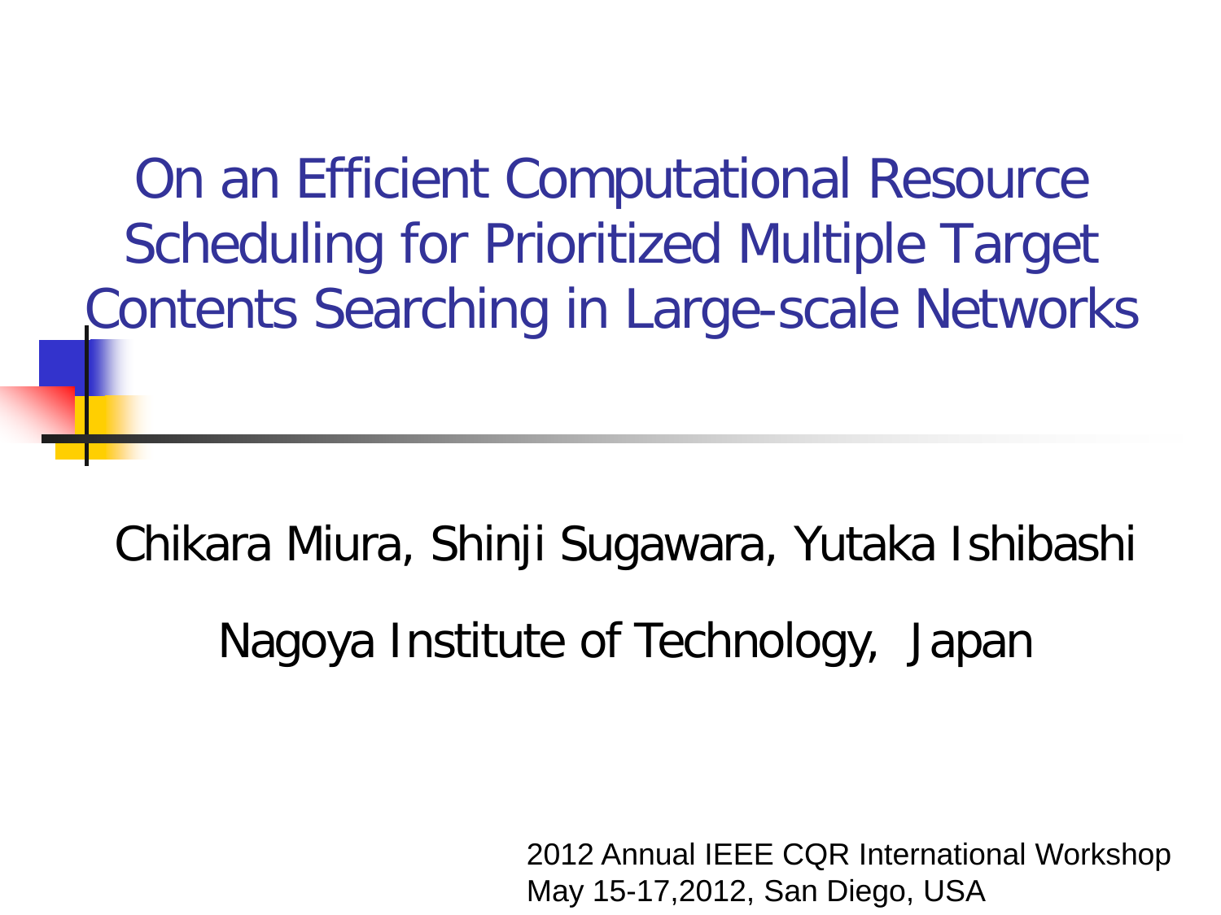# On an Efficient Computational Resource Scheduling for Prioritized Multiple Target Contents Searching in Large-scale Networks

Chikara Miura, Shinji Sugawara, Yutaka Ishibashi

Nagoya Institute of Technology, Japan

2012 Annual IEEE CQR International Workshop
May 15-17,2012, San Diego, USA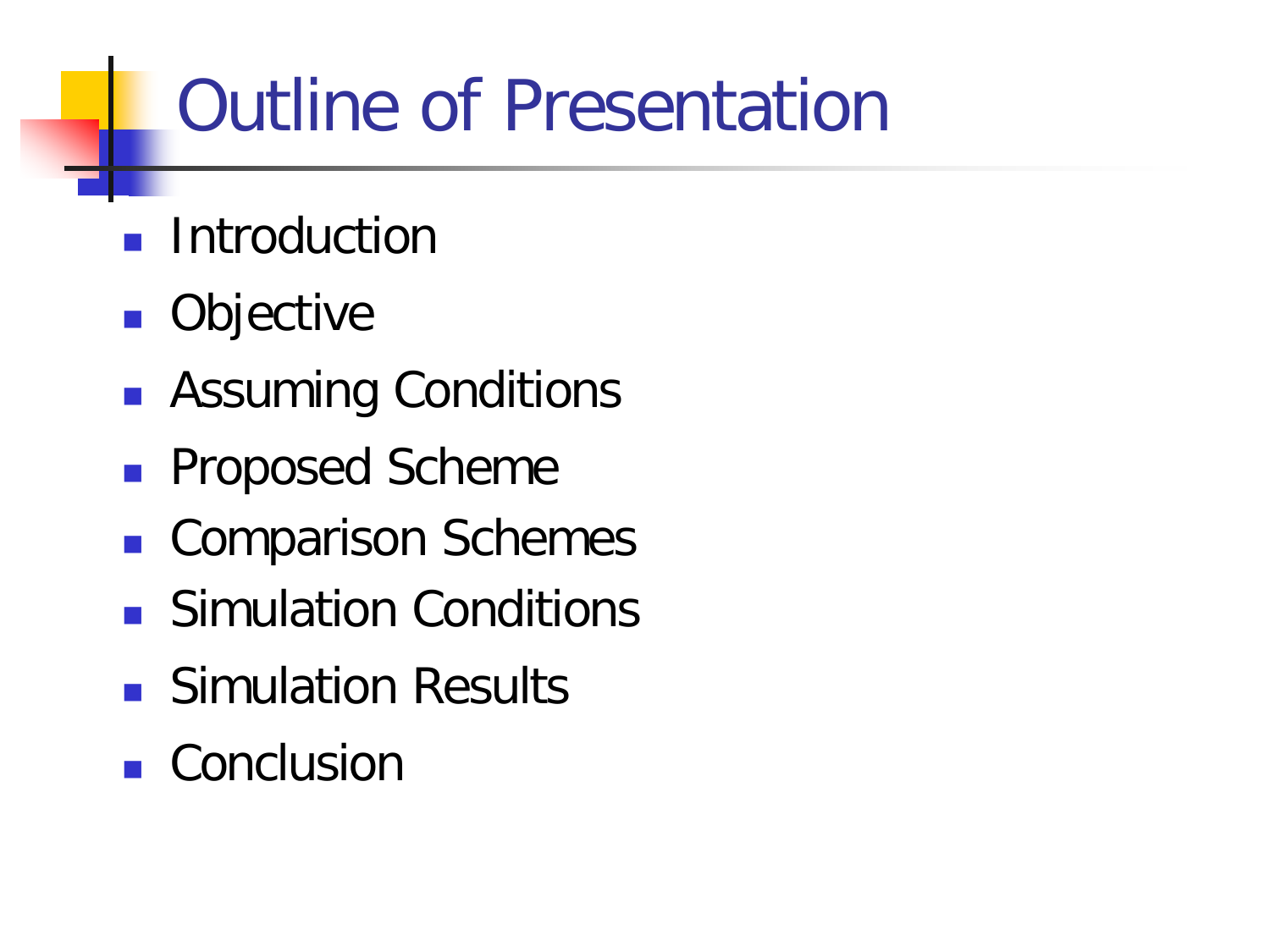# Outline of Presentation

- Introduction
- Objective
- Assuming Conditions
- Proposed Scheme
- Comparison Schemes
- Simulation Conditions
- Simulation Results
- Conclusion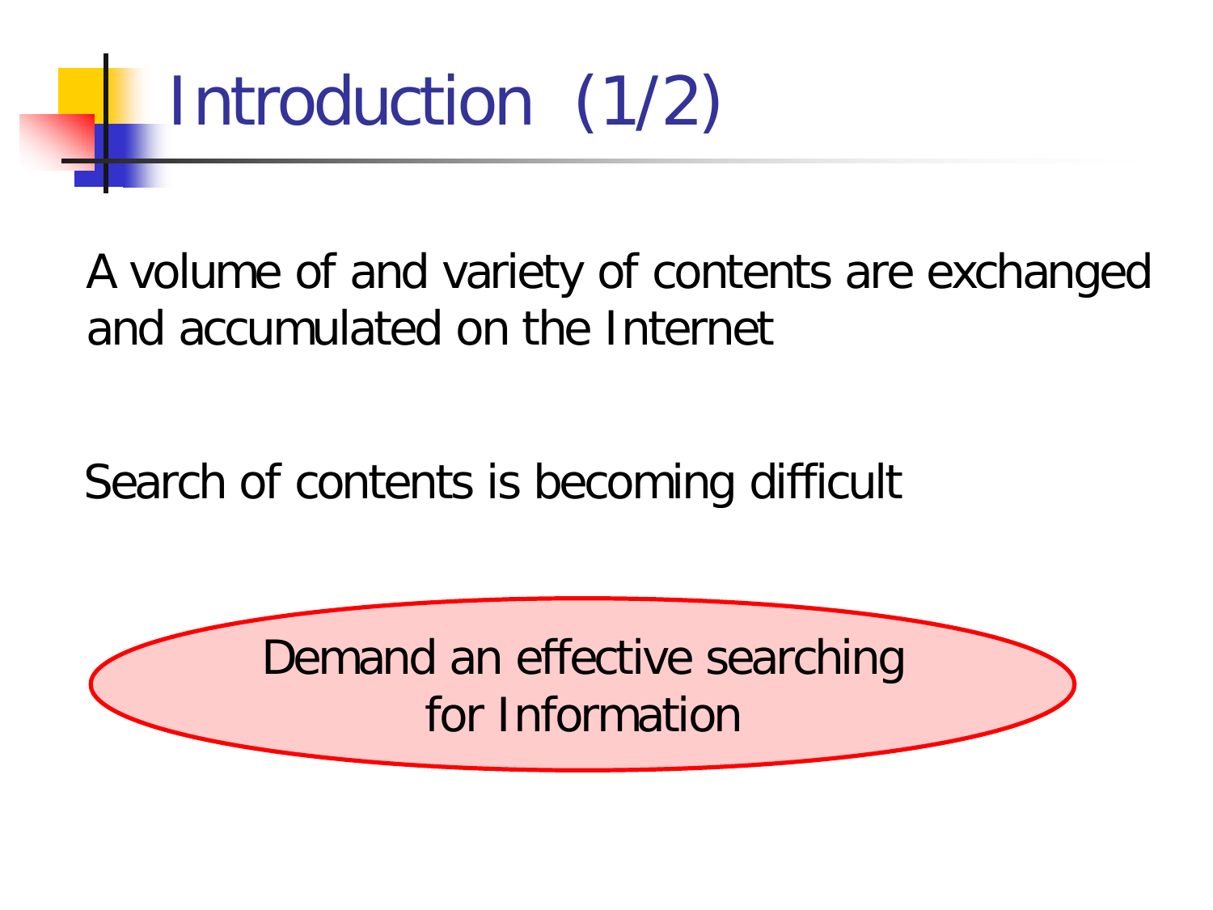# Introduction (1/2)

A volume of and variety of contents are exchanged and accumulated on the Internet

Search of contents is becoming difficult

Demand an effective searching for Information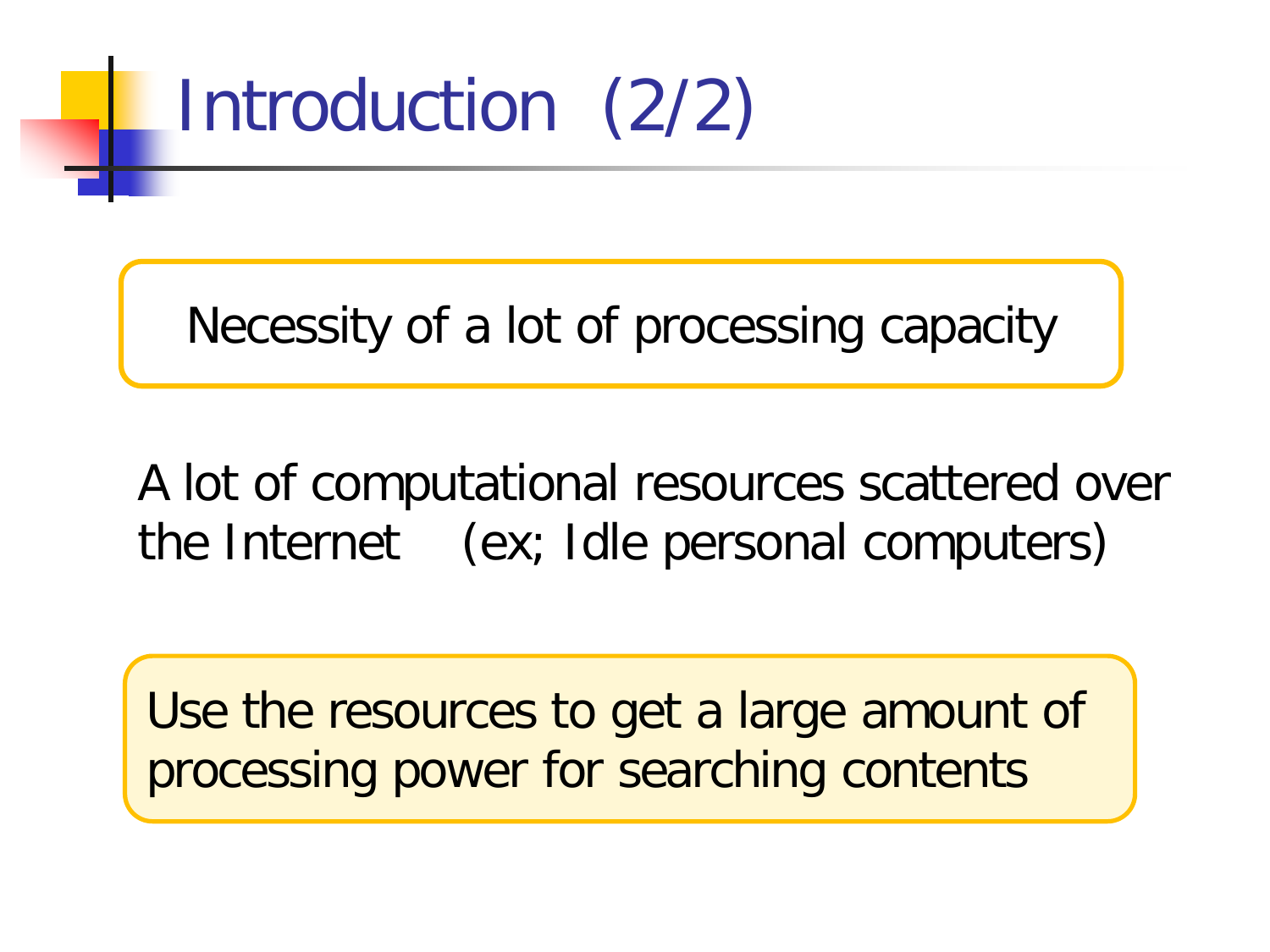# Introduction (2/2)

Necessity of a lot of processing capacity

A lot of computational resources scattered over the Internet (ex; Idle personal computers)

Use the resources to get a large amount of processing power for searching contents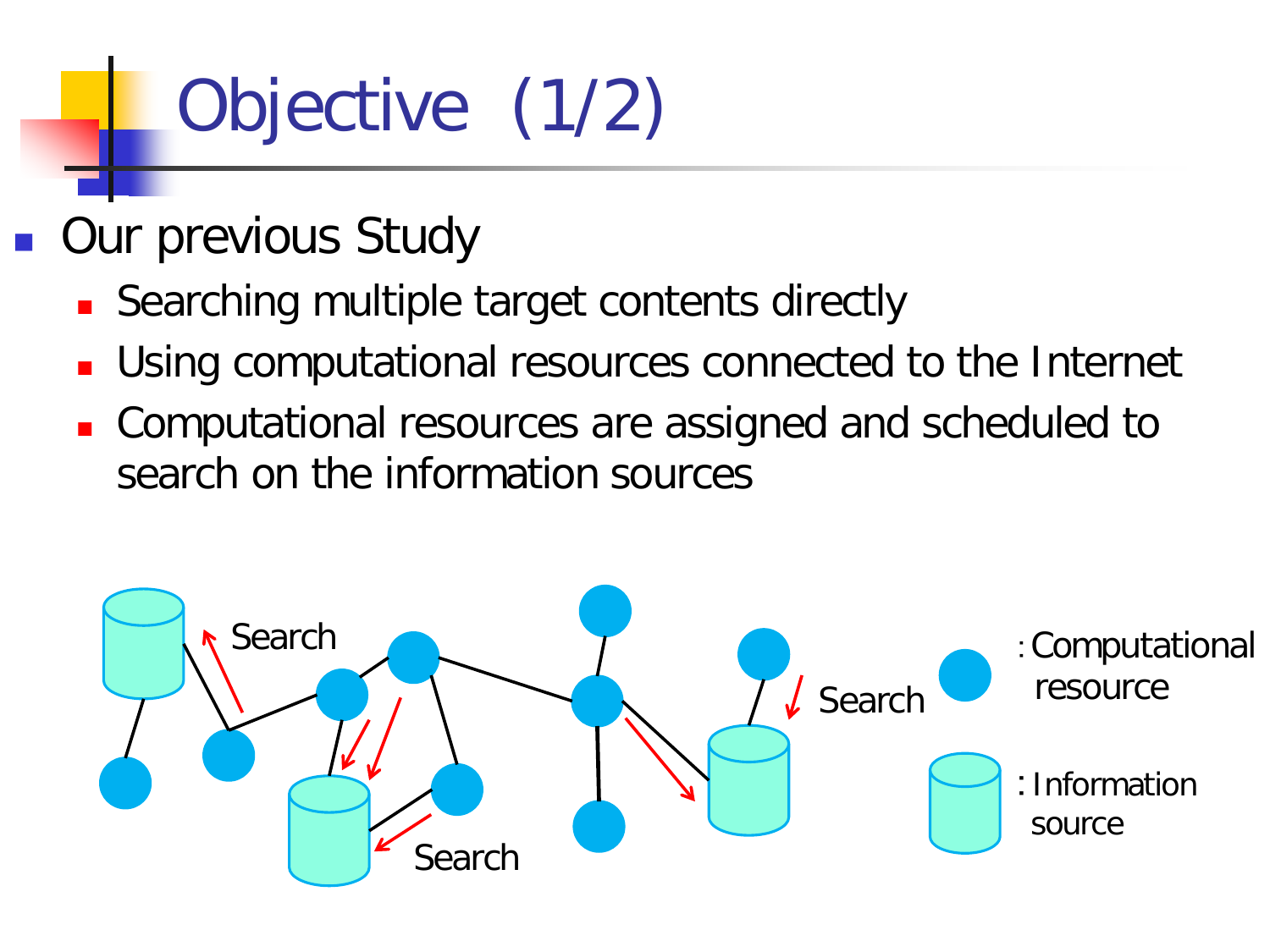# Objective (1/2)

- Our previous Study
  - Searching multiple target contents directly
  - Using computational resources connected to the Internet
  - Computational resources are assigned and scheduled to search on the information sources

Search

Search

Search

: Computational resource

: Information source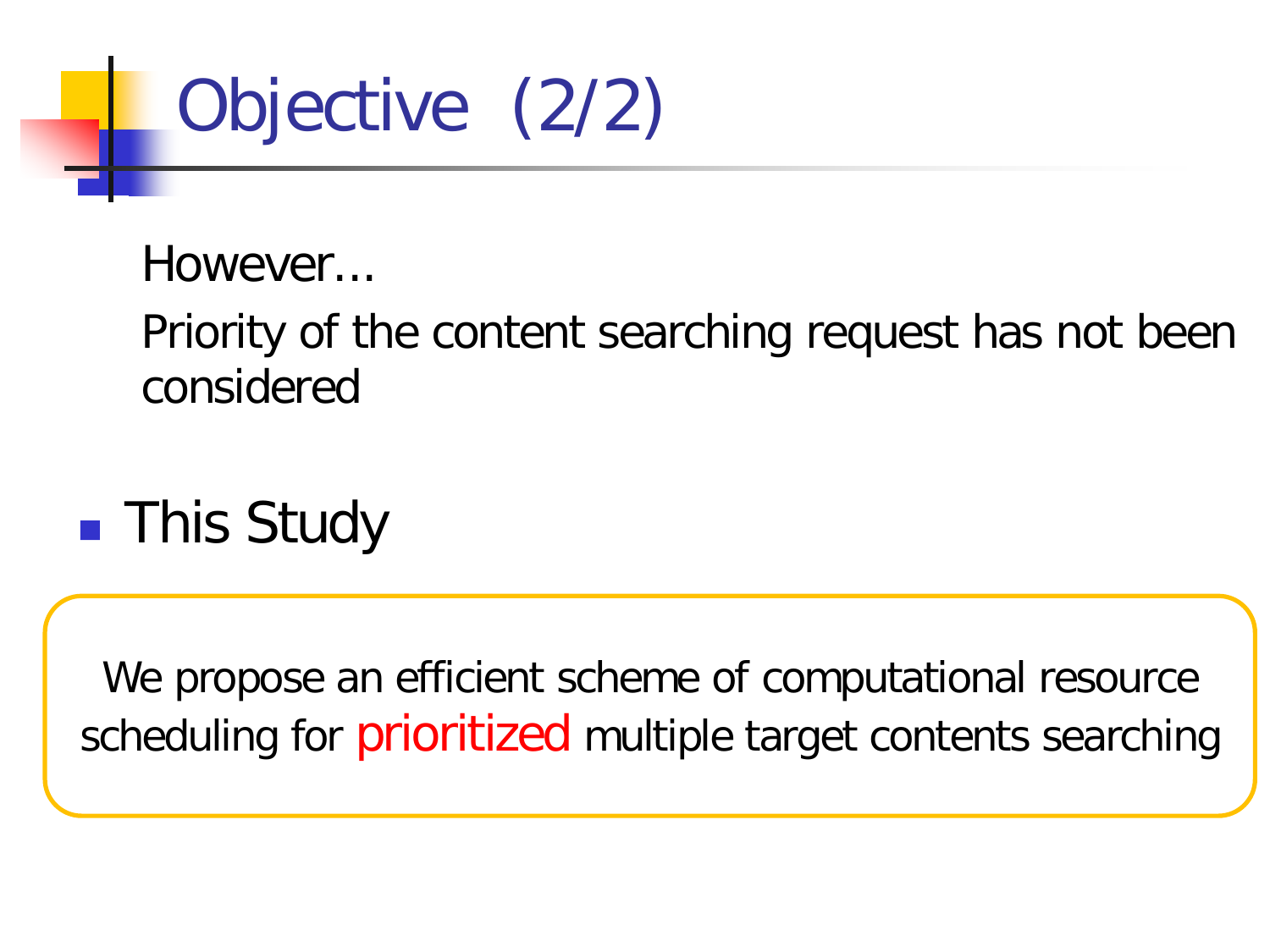# Objective (2/2)

However…

Priority of the content searching request has not been considered

- This Study

We propose an efficient scheme of computational resource scheduling for **prioritized** multiple target contents searching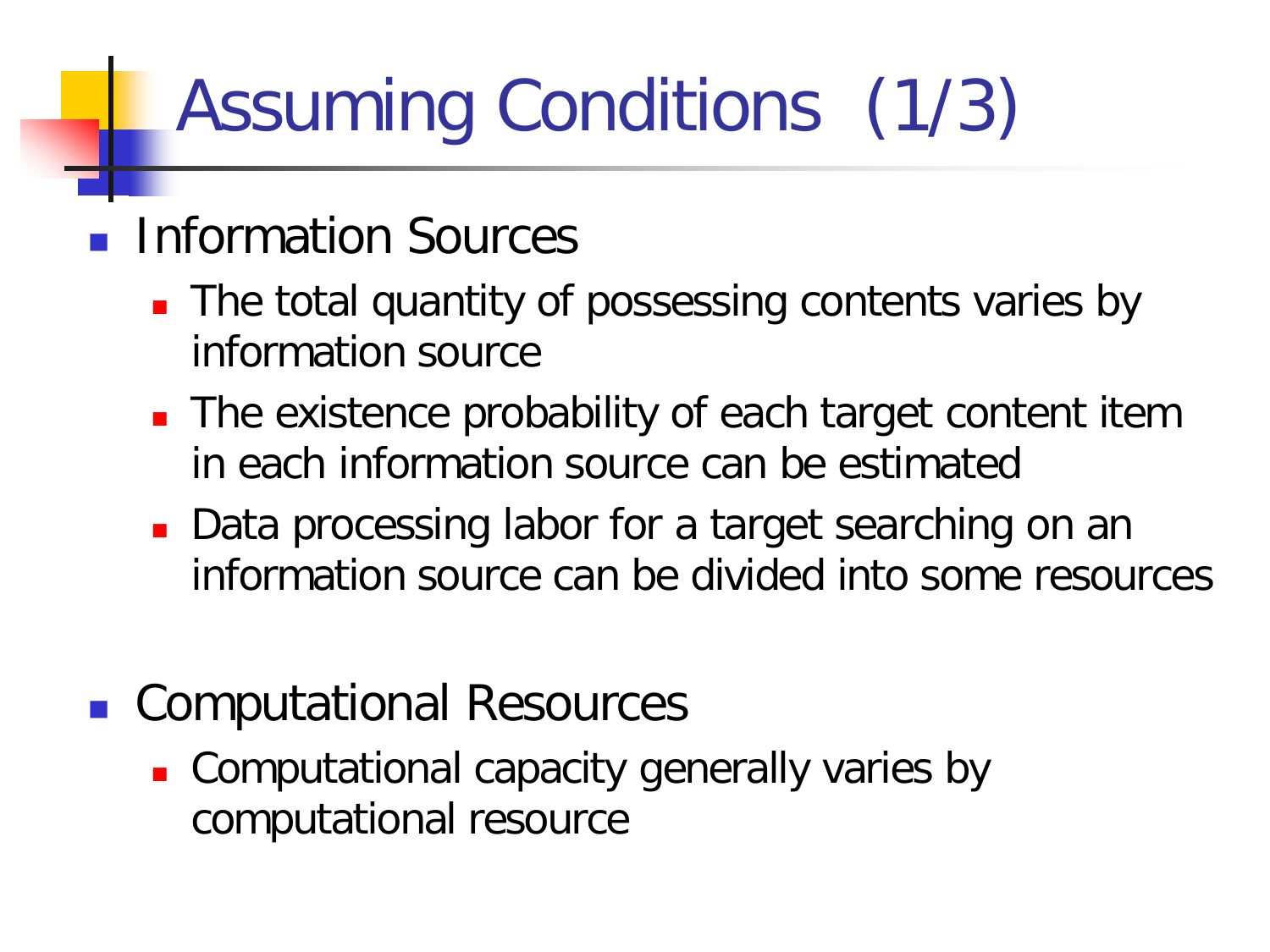# Assuming Conditions (1/3)

- Information Sources
  - The total quantity of possessing contents varies by information source
  - The existence probability of each target content item in each information source can be estimated
  - Data processing labor for a target searching on an information source can be divided into some resources

- Computational Resources
  - Computational capacity generally varies by computational resource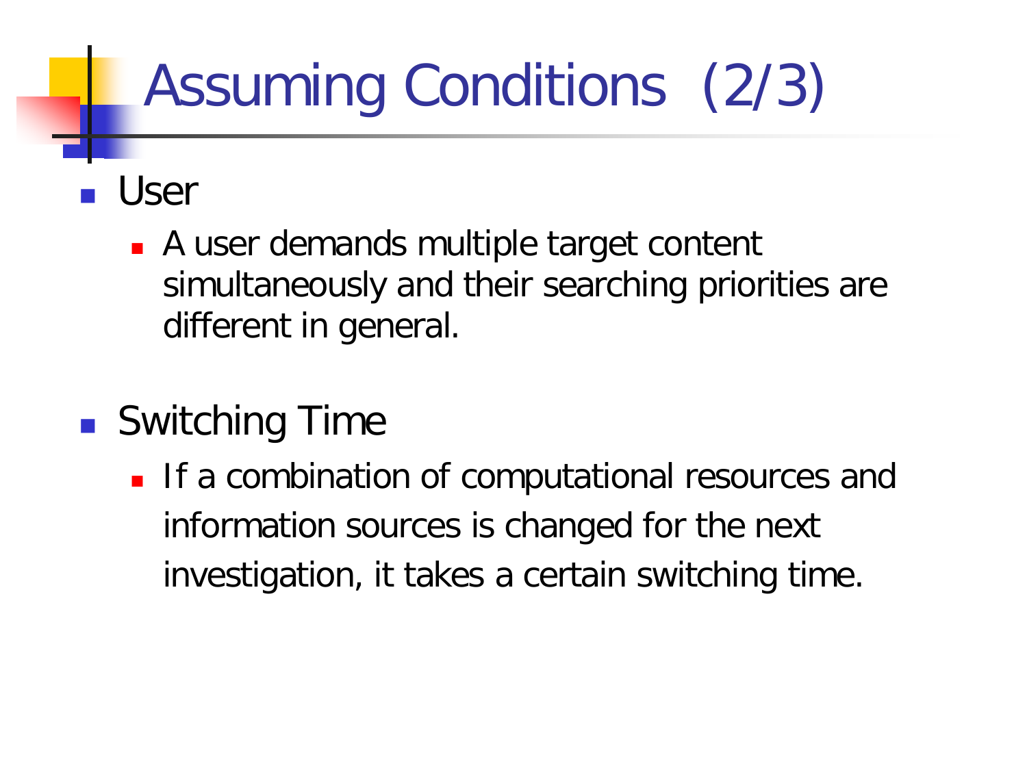# Assuming Conditions (2/3)

- User
  - A user demands multiple target content simultaneously and their searching priorities are different in general.

- Switching Time
  - If a combination of computational resources and information sources is changed for the next investigation, it takes a certain switching time.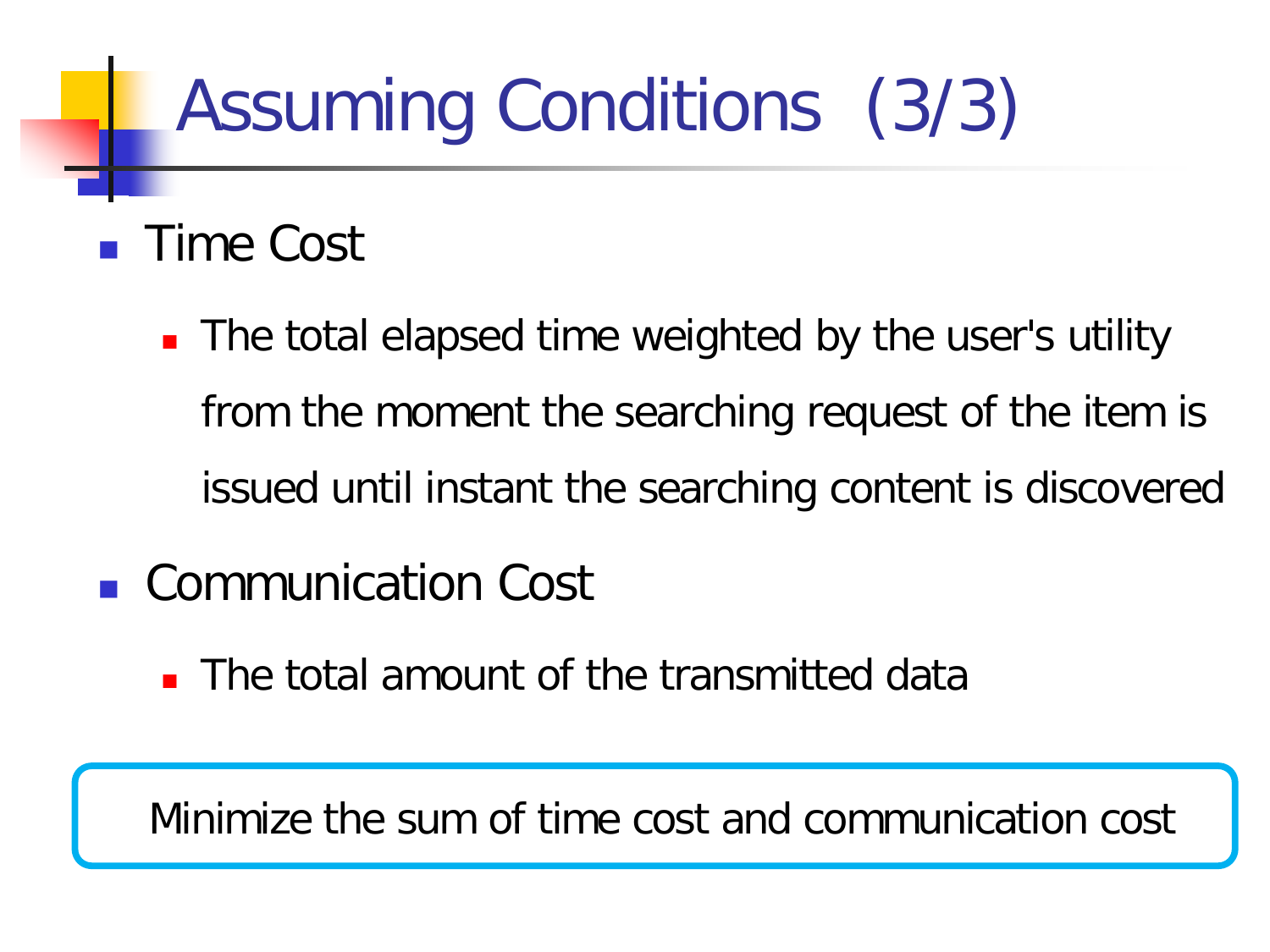# Assuming Conditions (3/3)

- Time Cost
  - The total elapsed time weighted by the user's utility from the moment the searching request of the item is issued until instant the searching content is discovered
- Communication Cost
  - The total amount of the transmitted data

Minimize the sum of time cost and communication cost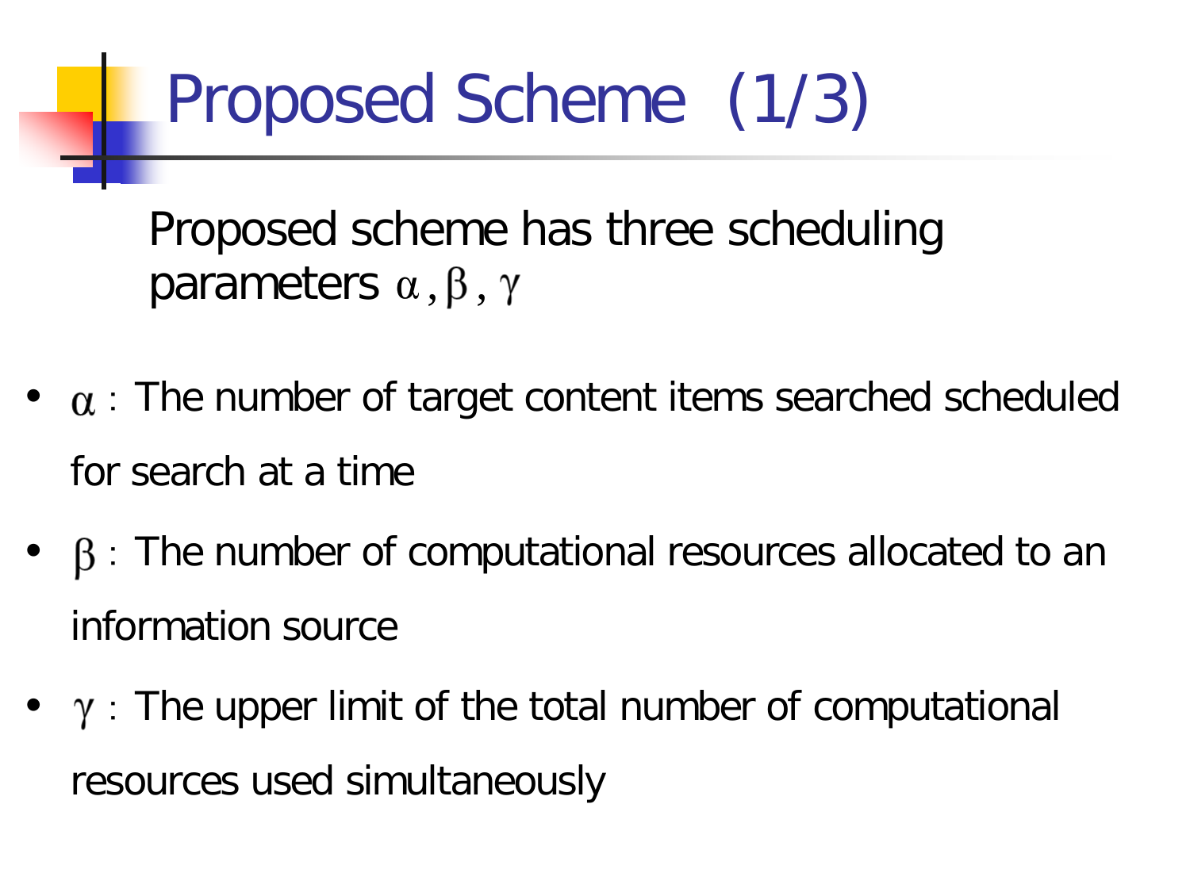# Proposed Scheme (1/3)

Proposed scheme has three scheduling parameters $\alpha, \beta, \gamma$

- $\alpha$ : The number of target content items searched scheduled for search at a time
- $\beta$ : The number of computational resources allocated to an information source
- $\gamma$ : The upper limit of the total number of computational resources used simultaneously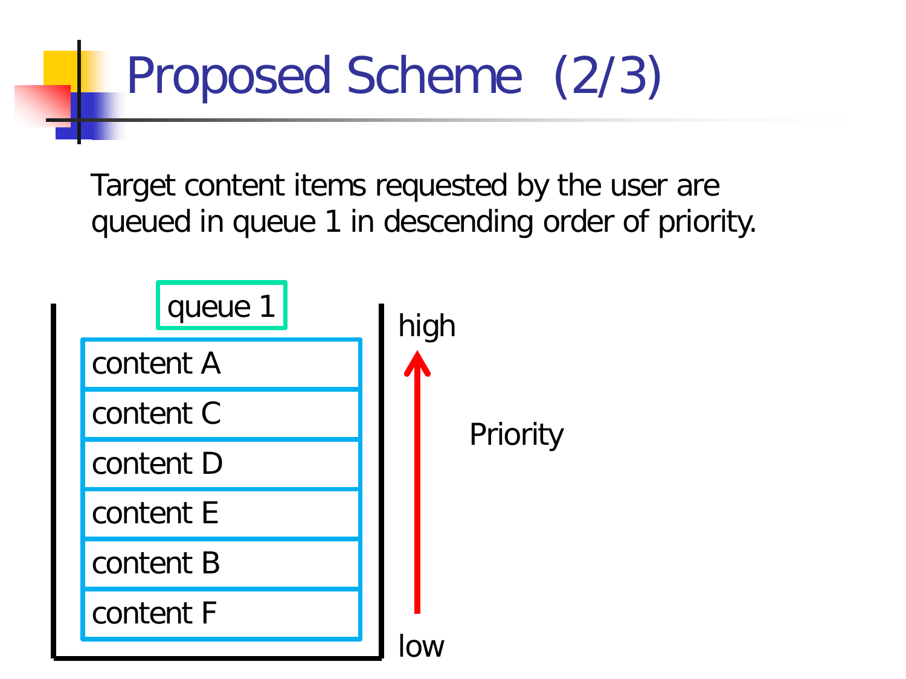# Proposed Scheme (2/3)

Target content items requested by the user are queued in queue 1 in descending order of priority.

queue 1

| queue 1 |
| --- |
| content A |
| content C |
| content D |
| content E |
| content B |
| content F |

high

Priority

low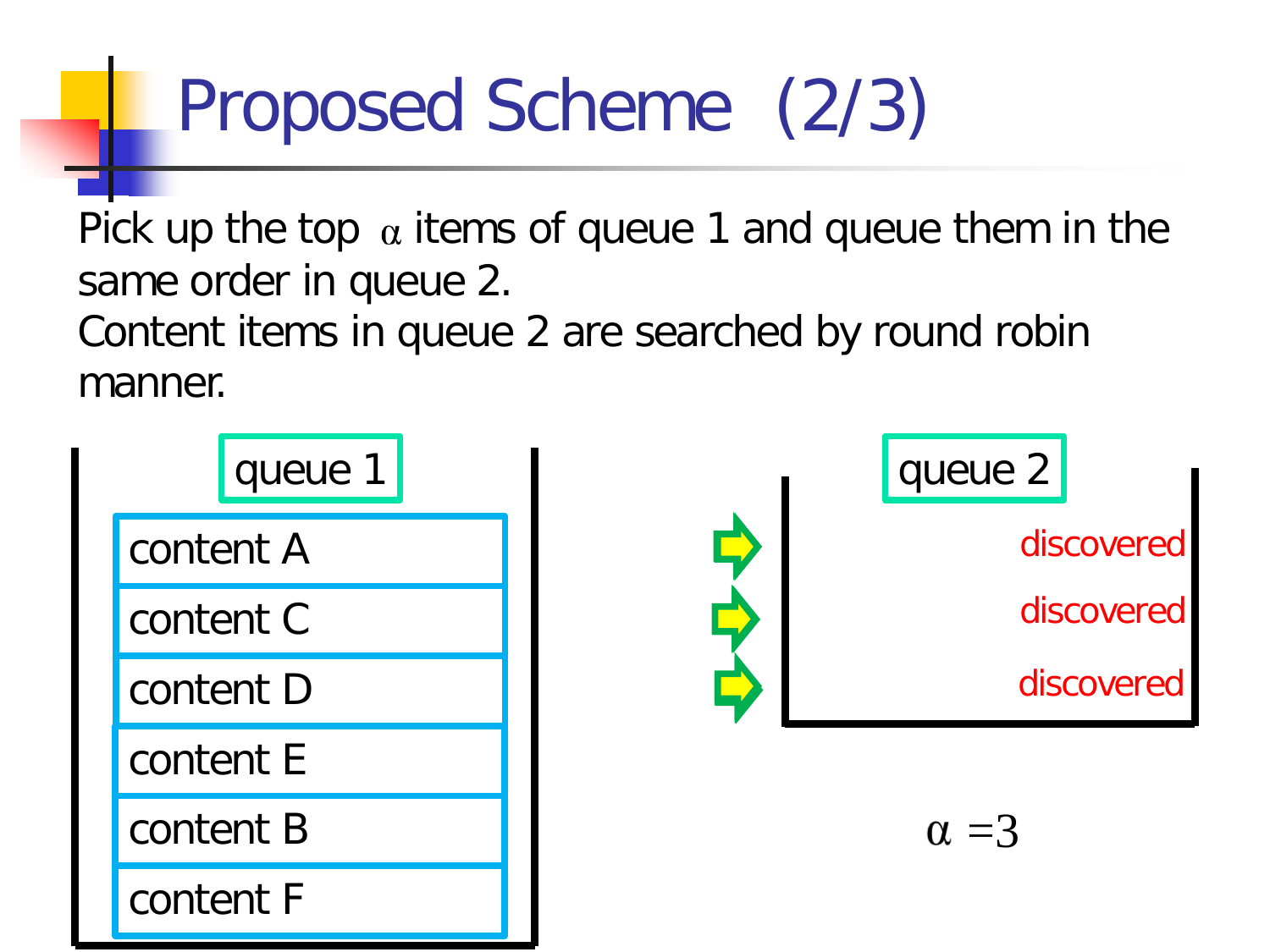# Proposed Scheme (2/3)

Pick up the top $\alpha$ items of queue 1 and queue them in the same order in queue 2.
Content items in queue 2 are searched by round robin manner.

**queue 1**

| content A |
|---|
| content C |
| content D |
| content E |
| content B |
| content F |

**queue 2**

discovered

discovered

discovered

$\alpha = 3$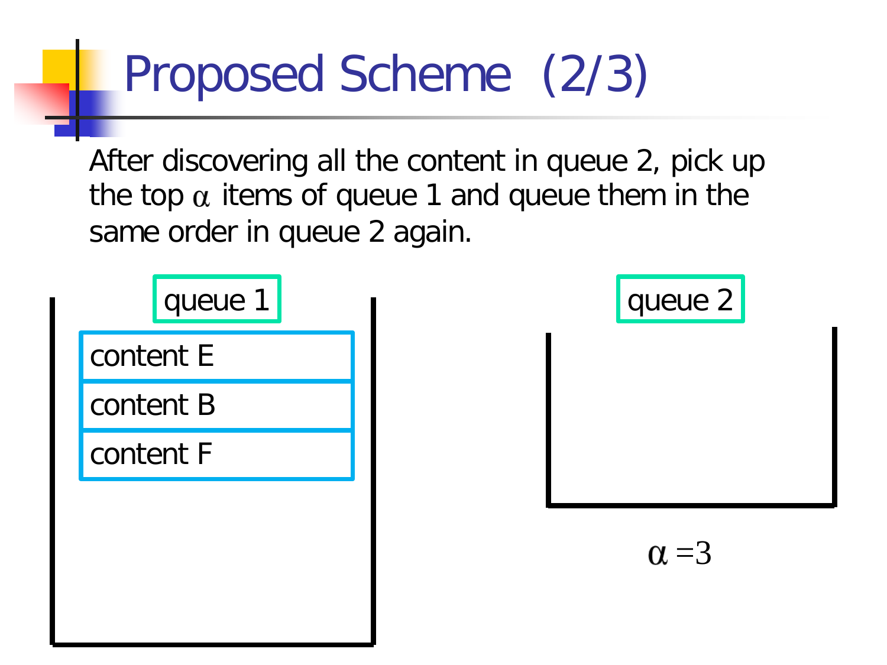# Proposed Scheme (2/3)

After discovering all the content in queue 2, pick up the top $\alpha$ items of queue 1 and queue them in the same order in queue 2 again.

queue 1

- content E
- content B
- content F

queue 2

$\alpha = 3$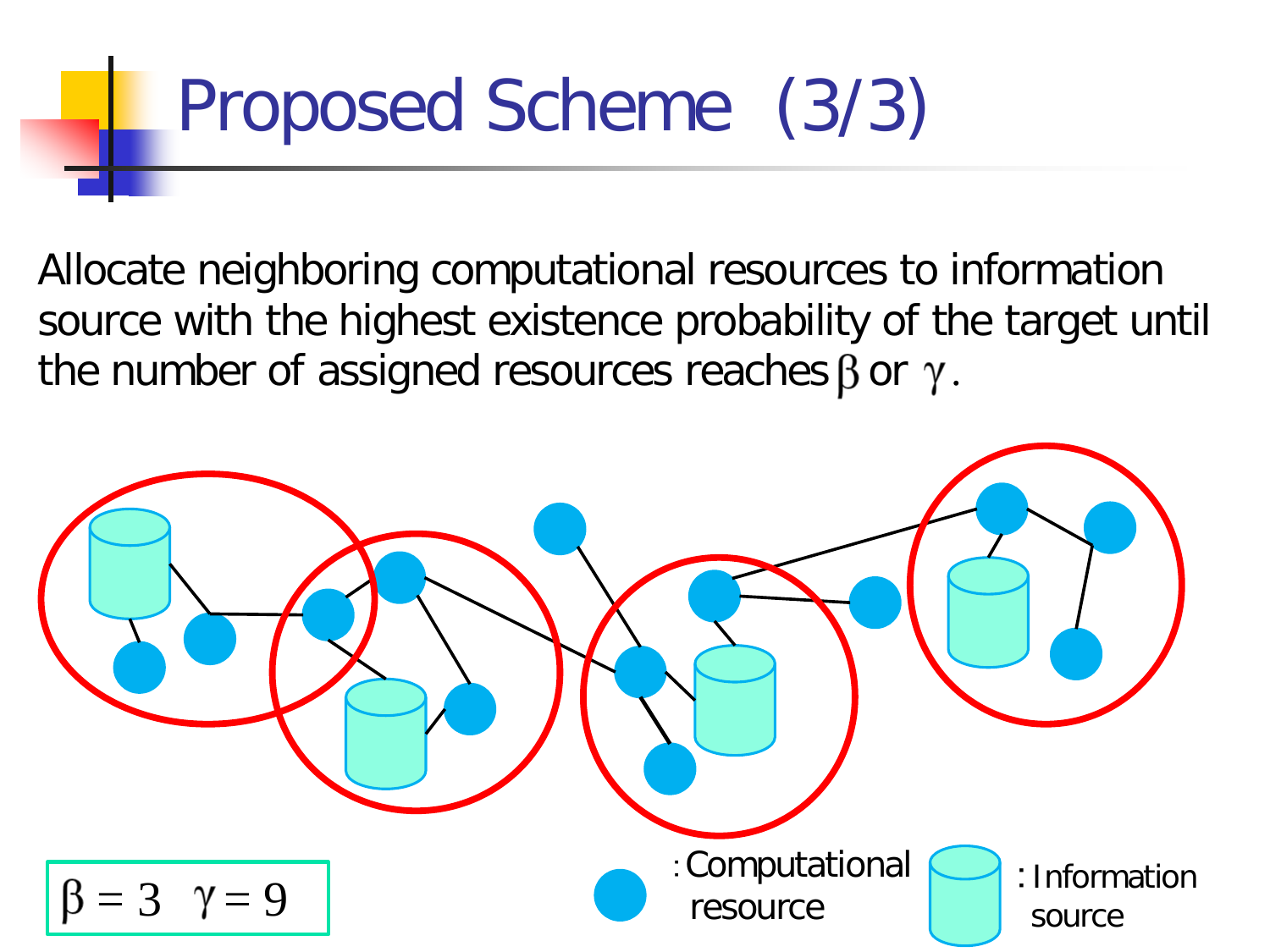# Proposed Scheme (3/3)

Allocate neighboring computational resources to information source with the highest existence probability of the target until the number of assigned resources reaches $\beta$ or $\gamma$.

$\beta = 3 \quad \gamma = 9$

: Computational resource

: Information source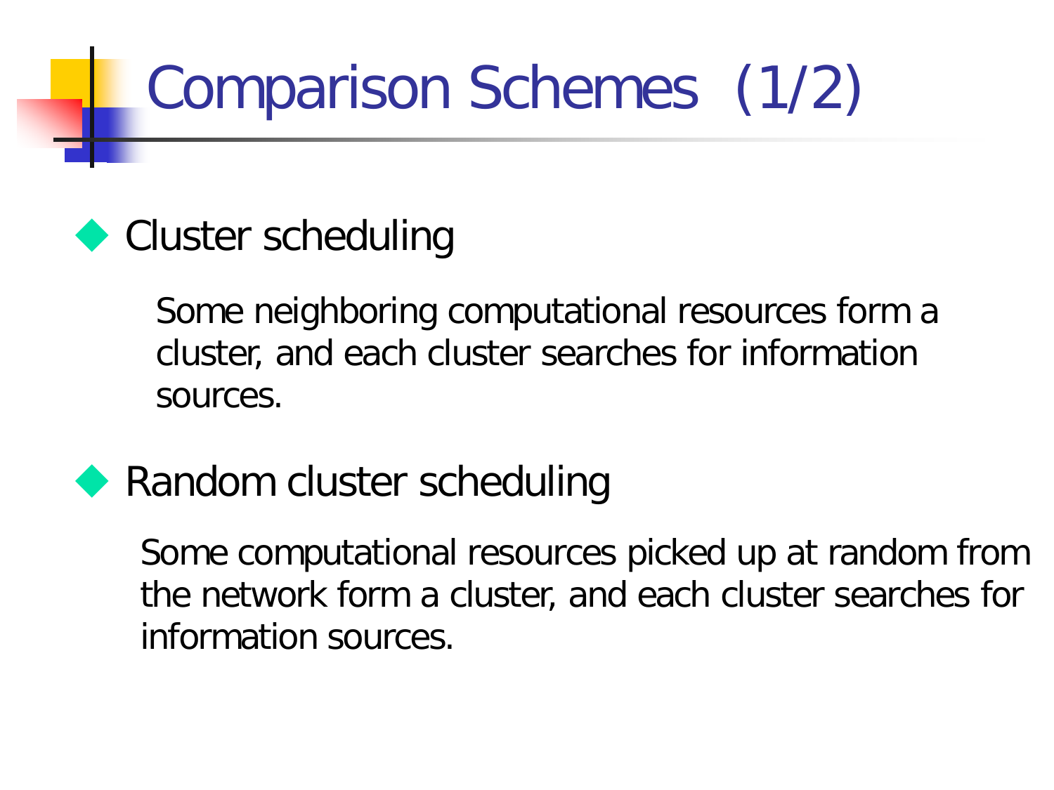# Comparison Schemes (1/2)

- Cluster scheduling

  Some neighboring computational resources form a cluster, and each cluster searches for information sources.

- Random cluster scheduling

  Some computational resources picked up at random from the network form a cluster, and each cluster searches for information sources.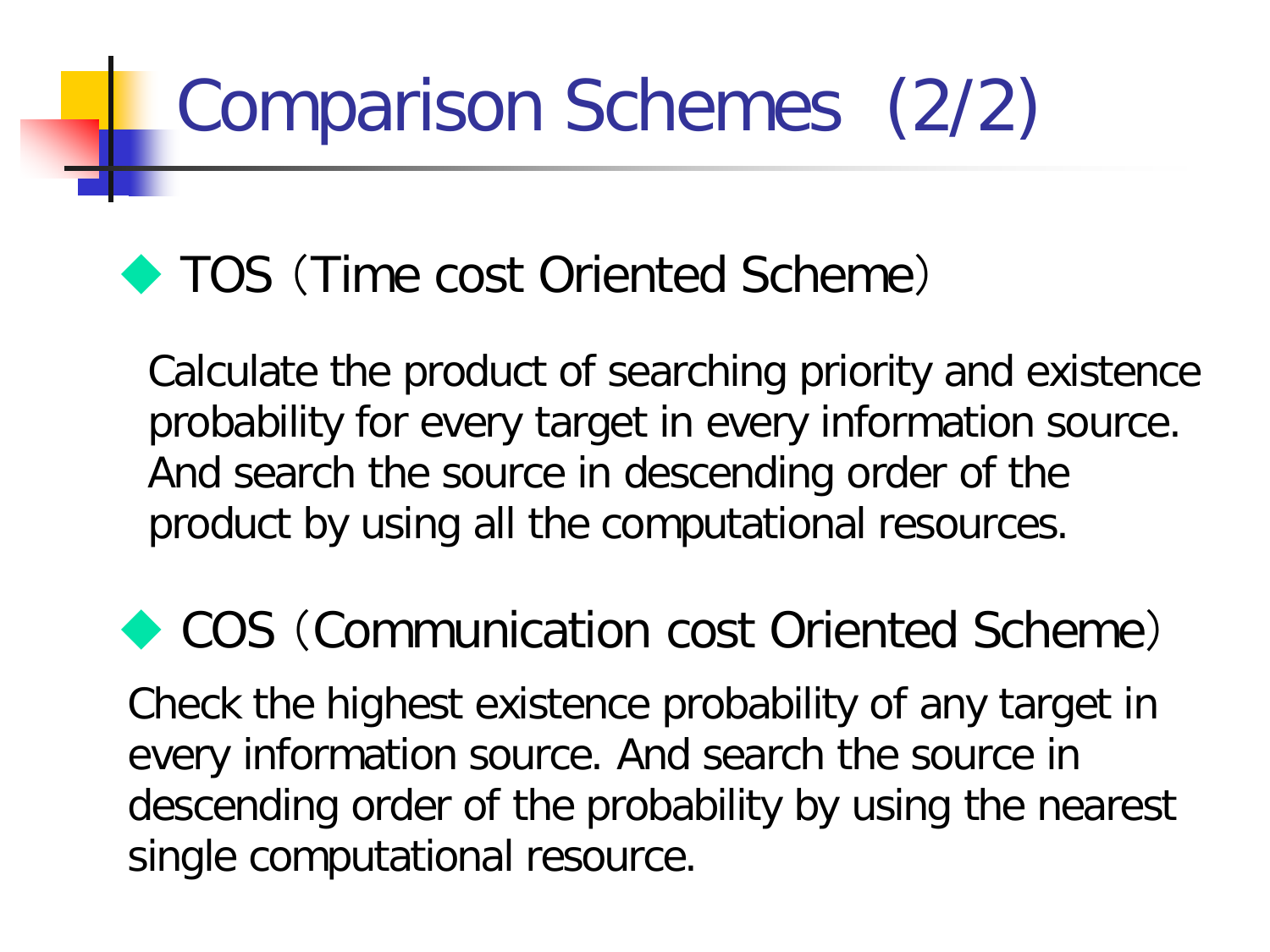# Comparison Schemes (2/2)

- **TOS（Time cost Oriented Scheme）**

Calculate the product of searching priority and existence probability for every target in every information source. And search the source in descending order of the product by using all the computational resources.

- **COS（Communication cost Oriented Scheme）**

Check the highest existence probability of any target in every information source. And search the source in descending order of the probability by using the nearest single computational resource.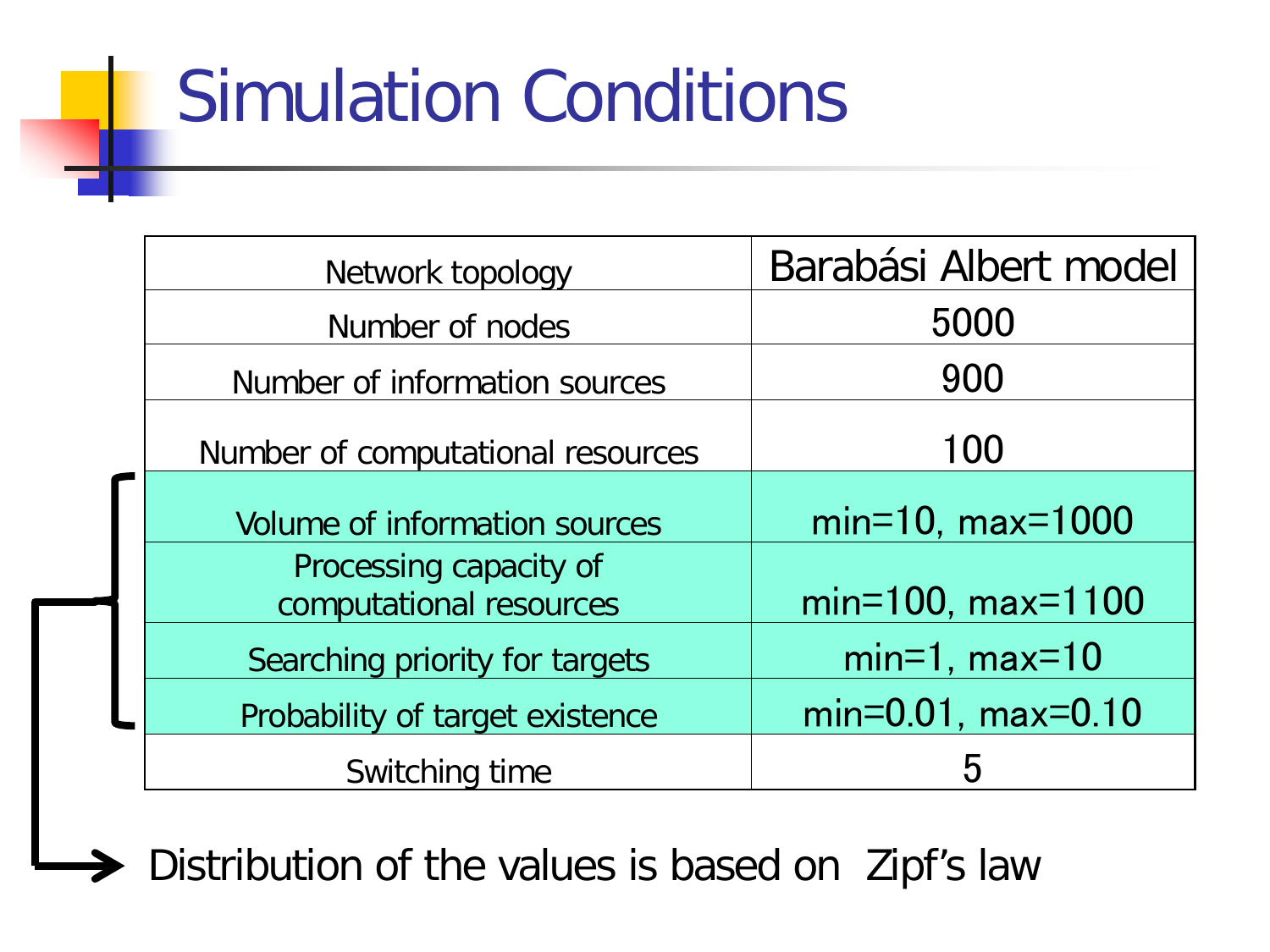# Simulation Conditions

| Network topology | Barabási Albert model |
|---|---|
| Number of nodes | 5000 |
| Number of information sources | 900 |
| Number of computational resources | 100 |
| Volume of information sources | min=10, max=1000 |
| Processing capacity of computational resources | min=100, max=1100 |
| Searching priority for targets | min=1, max=10 |
| Probability of target existence | min=0.01, max=0.10 |
| Switching time | 5 |

→ Distribution of the values is based on Zipf's law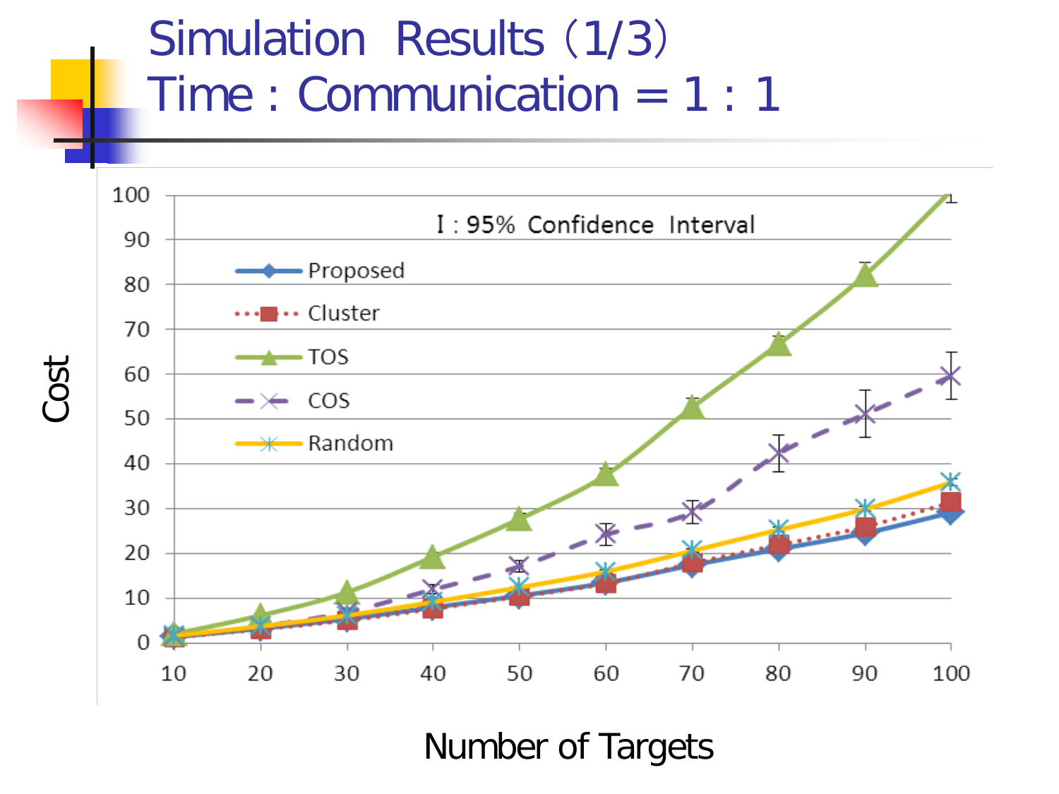# Simulation Results (1/3)
# Time : Communication = 1 : 1

I : 95% Confidence Interval

Legend: Proposed, Cluster, TOS, COS, Random

Cost

Number of Targets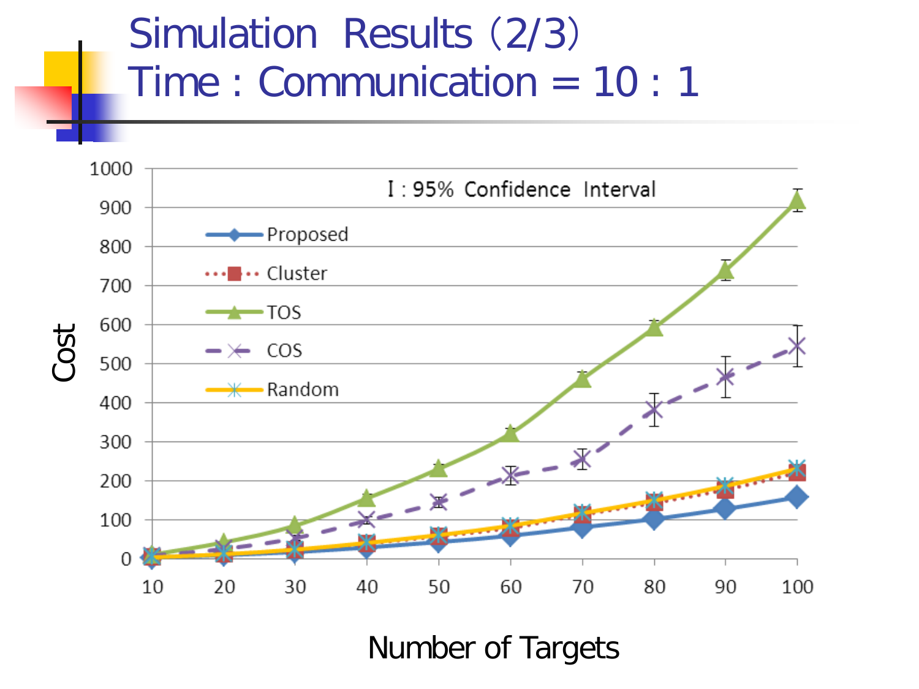# Simulation Results (2/3) Time : Communication = 10 : 1

I : 95% Confidence Interval

- Proposed
- Cluster
- TOS
- COS
- Random

Cost

Number of Targets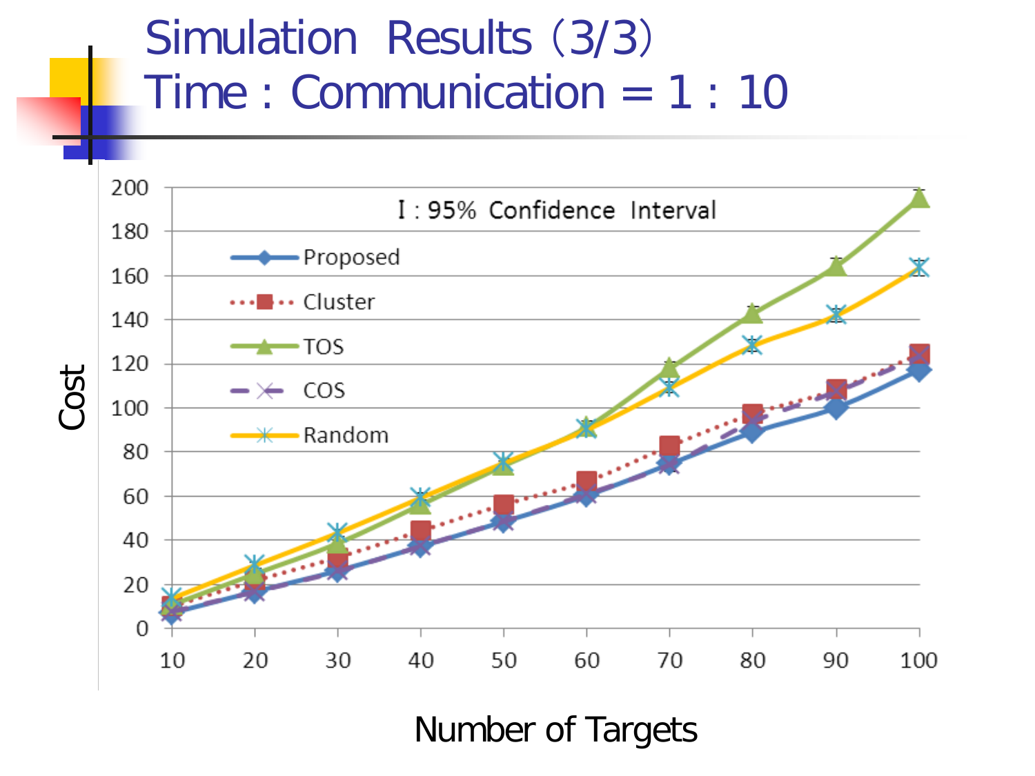# Simulation Results (3/3)
# Time : Communication = 1 : 10

I : 95% Confidence Interval

Legend: Proposed, Cluster, TOS, COS, Random

Cost

Number of Targets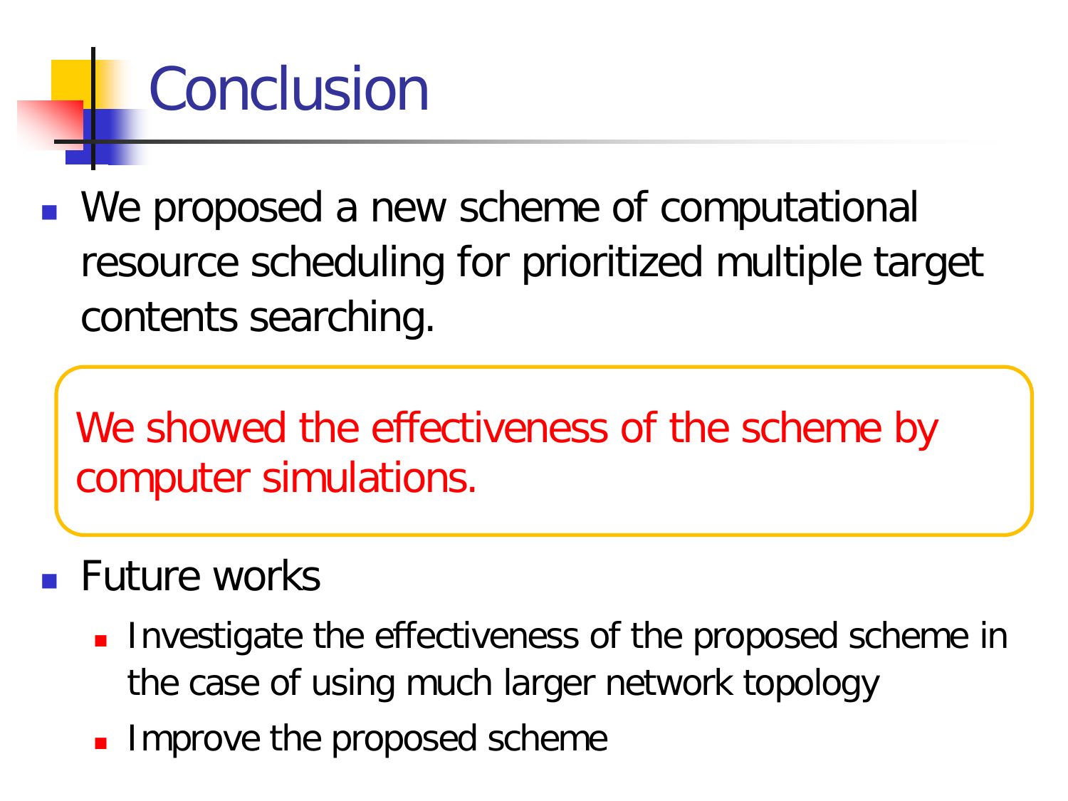# Conclusion

- We proposed a new scheme of computational resource scheduling for prioritized multiple target contents searching.

We showed the effectiveness of the scheme by computer simulations.

- Future works
  - Investigate the effectiveness of the proposed scheme in the case of using much larger network topology
  - Improve the proposed scheme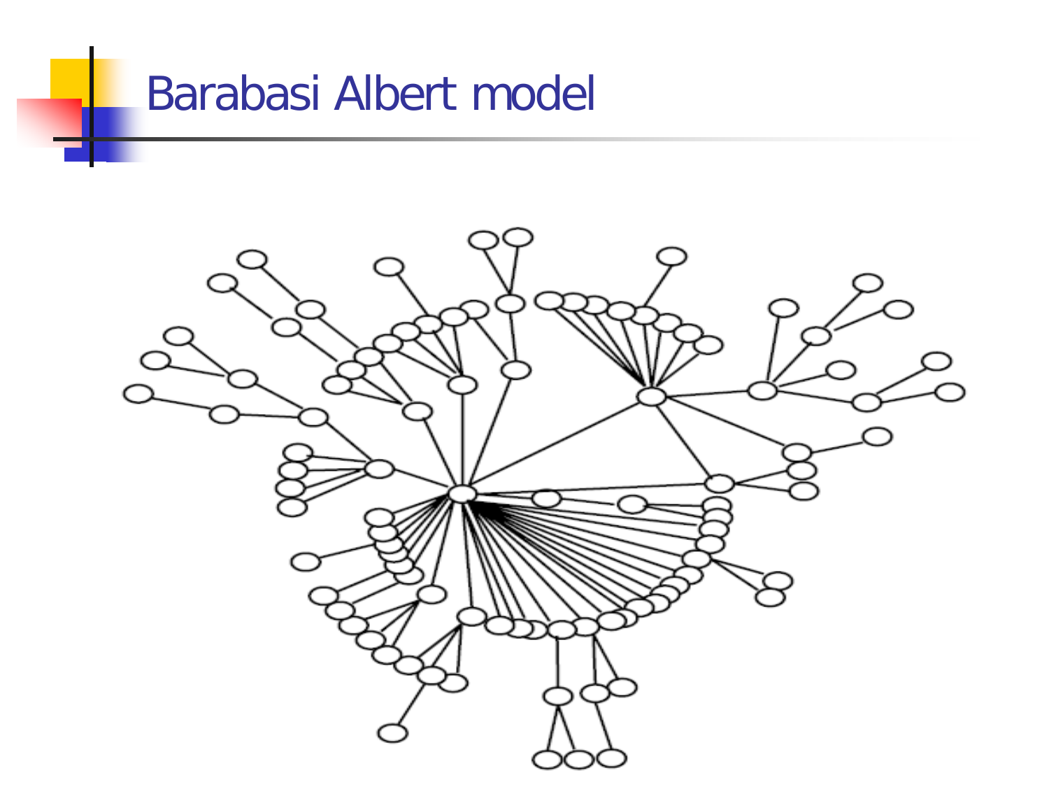# Barabasi Albert model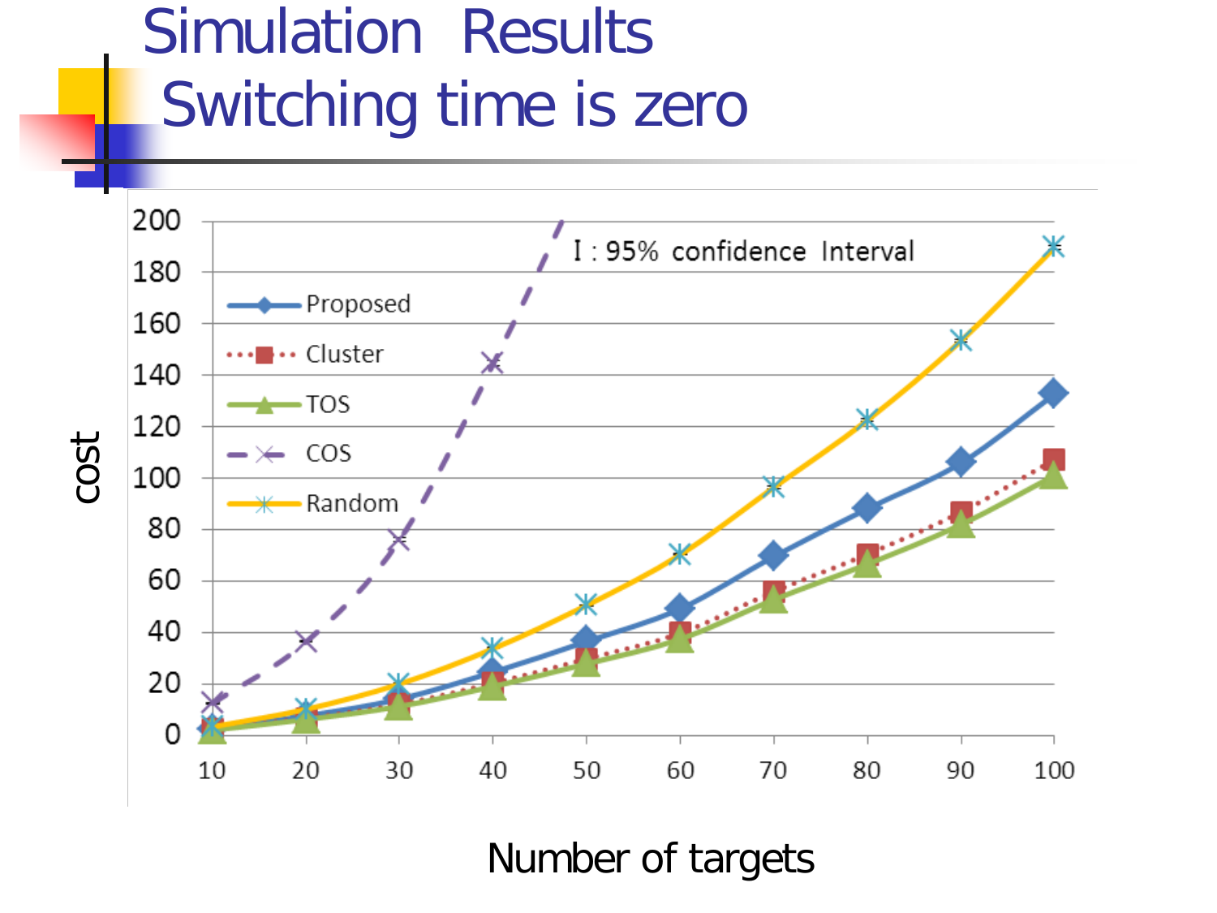# Simulation Results Switching time is zero